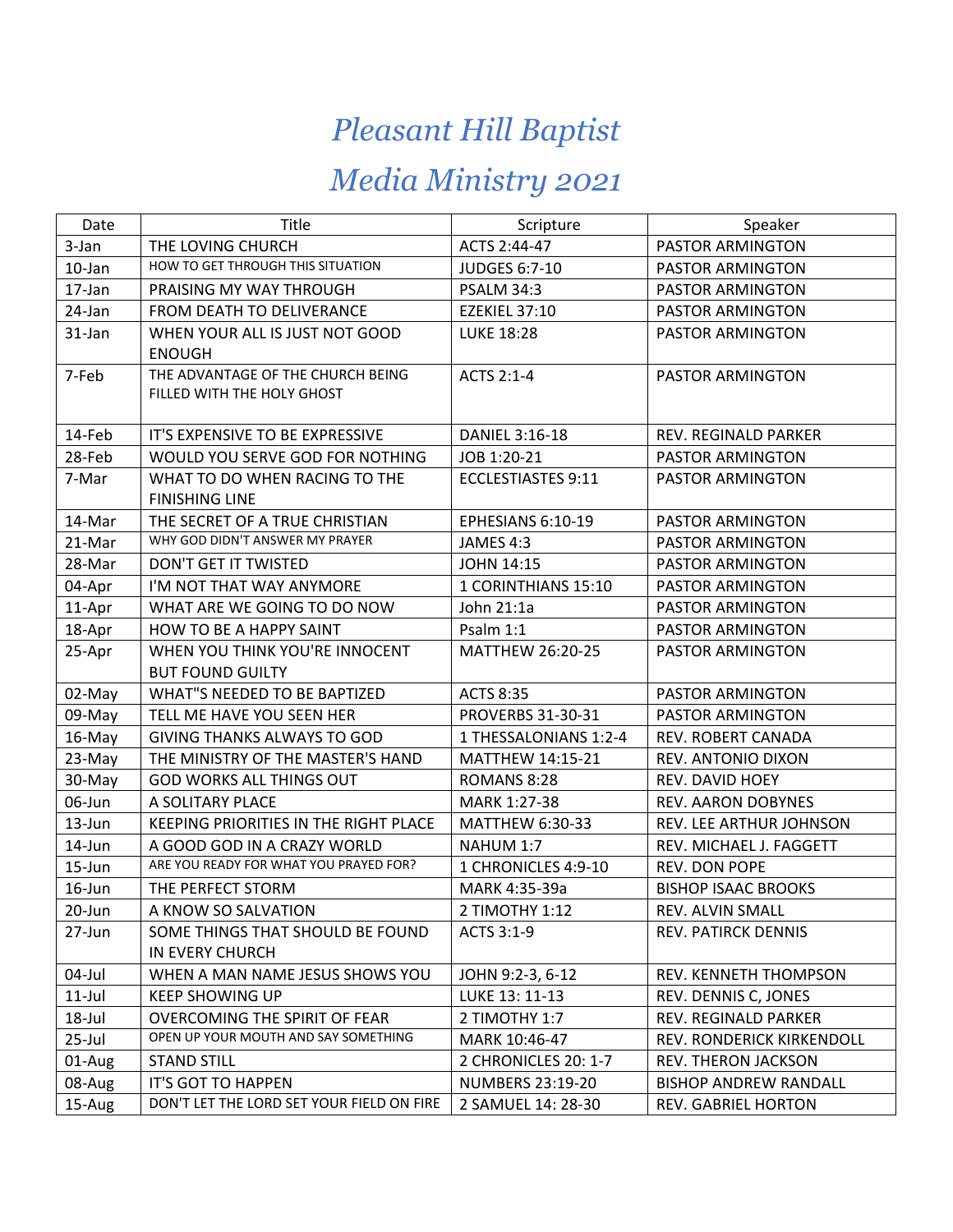# *Pleasant Hill Baptist*

# *Media Ministry 2021*

| Date | Title | Scripture | Speaker |
|---|---|---|---|
| 3-Jan | THE LOVING CHURCH | ACTS 2:44-47 | PASTOR ARMINGTON |
| 10-Jan | HOW TO GET THROUGH THIS SITUATION | JUDGES 6:7-10 | PASTOR ARMINGTON |
| 17-Jan | PRAISING MY WAY THROUGH | PSALM 34:3 | PASTOR ARMINGTON |
| 24-Jan | FROM DEATH TO DELIVERANCE | EZEKIEL 37:10 | PASTOR ARMINGTON |
| 31-Jan | WHEN YOUR ALL IS JUST NOT GOOD ENOUGH | LUKE 18:28 | PASTOR ARMINGTON |
| 7-Feb | THE ADVANTAGE OF THE CHURCH BEING FILLED WITH THE HOLY GHOST | ACTS 2:1-4 | PASTOR ARMINGTON |
| 14-Feb | IT'S EXPENSIVE TO BE EXPRESSIVE | DANIEL 3:16-18 | REV. REGINALD PARKER |
| 28-Feb | WOULD YOU SERVE GOD FOR NOTHING | JOB 1:20-21 | PASTOR ARMINGTON |
| 7-Mar | WHAT TO DO WHEN RACING TO THE FINISHING LINE | ECCLESTIASTES 9:11 | PASTOR ARMINGTON |
| 14-Mar | THE SECRET OF A TRUE CHRISTIAN | EPHESIANS 6:10-19 | PASTOR ARMINGTON |
| 21-Mar | WHY GOD DIDN'T ANSWER MY PRAYER | JAMES 4:3 | PASTOR ARMINGTON |
| 28-Mar | DON'T GET IT TWISTED | JOHN 14:15 | PASTOR ARMINGTON |
| 04-Apr | I'M NOT THAT WAY ANYMORE | 1 CORINTHIANS 15:10 | PASTOR ARMINGTON |
| 11-Apr | WHAT ARE WE GOING TO DO NOW | John 21:1a | PASTOR ARMINGTON |
| 18-Apr | HOW TO BE A HAPPY SAINT | Psalm 1:1 | PASTOR ARMINGTON |
| 25-Apr | WHEN YOU THINK YOU'RE INNOCENT BUT FOUND GUILTY | MATTHEW 26:20-25 | PASTOR ARMINGTON |
| 02-May | WHAT"S NEEDED TO BE BAPTIZED | ACTS 8:35 | PASTOR ARMINGTON |
| 09-May | TELL ME HAVE YOU SEEN HER | PROVERBS 31-30-31 | PASTOR ARMINGTON |
| 16-May | GIVING THANKS ALWAYS TO GOD | 1 THESSALONIANS 1:2-4 | REV. ROBERT CANADA |
| 23-May | THE MINISTRY OF THE MASTER'S HAND | MATTHEW 14:15-21 | REV. ANTONIO DIXON |
| 30-May | GOD WORKS ALL THINGS OUT | ROMANS 8:28 | REV. DAVID HOEY |
| 06-Jun | A SOLITARY PLACE | MARK 1:27-38 | REV. AARON DOBYNES |
| 13-Jun | KEEPING PRIORITIES IN THE RIGHT PLACE | MATTHEW 6:30-33 | REV. LEE ARTHUR JOHNSON |
| 14-Jun | A GOOD GOD IN A CRAZY WORLD | NAHUM 1:7 | REV. MICHAEL J. FAGGETT |
| 15-Jun | ARE YOU READY FOR WHAT YOU PRAYED FOR? | 1 CHRONICLES 4:9-10 | REV. DON POPE |
| 16-Jun | THE PERFECT STORM | MARK 4:35-39a | BISHOP ISAAC BROOKS |
| 20-Jun | A KNOW SO SALVATION | 2 TIMOTHY 1:12 | REV. ALVIN SMALL |
| 27-Jun | SOME THINGS THAT SHOULD BE FOUND IN EVERY CHURCH | ACTS 3:1-9 | REV. PATIRCK DENNIS |
| 04-Jul | WHEN A MAN NAME JESUS SHOWS YOU | JOHN 9:2-3, 6-12 | REV. KENNETH THOMPSON |
| 11-Jul | KEEP SHOWING UP | LUKE 13: 11-13 | REV. DENNIS C, JONES |
| 18-Jul | OVERCOMING THE SPIRIT OF FEAR | 2 TIMOTHY 1:7 | REV. REGINALD PARKER |
| 25-Jul | OPEN UP YOUR MOUTH AND SAY SOMETHING | MARK 10:46-47 | REV. RONDERICK KIRKENDOLL |
| 01-Aug | STAND STILL | 2 CHRONICLES 20: 1-7 | REV. THERON JACKSON |
| 08-Aug | IT'S GOT TO HAPPEN | NUMBERS 23:19-20 | BISHOP ANDREW RANDALL |
| 15-Aug | DON'T LET THE LORD SET YOUR FIELD ON FIRE | 2 SAMUEL 14: 28-30 | REV. GABRIEL HORTON |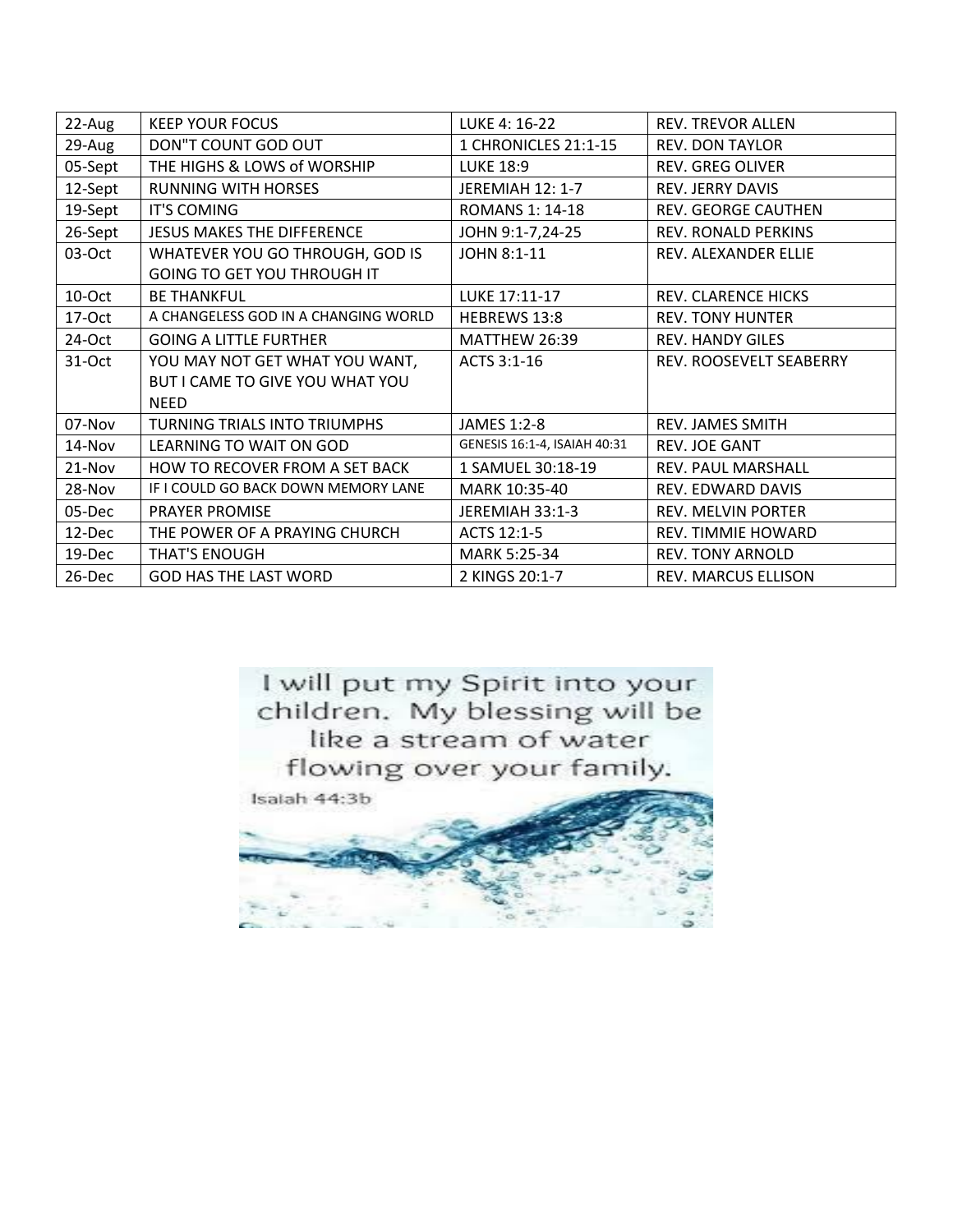| | | | |
|---|---|---|---|
| 22-Aug | KEEP YOUR FOCUS | LUKE 4: 16-22 | REV. TREVOR ALLEN |
| 29-Aug | DON"T COUNT GOD OUT | 1 CHRONICLES 21:1-15 | REV. DON TAYLOR |
| 05-Sept | THE HIGHS & LOWS of WORSHIP | LUKE 18:9 | REV. GREG OLIVER |
| 12-Sept | RUNNING WITH HORSES | JEREMIAH 12: 1-7 | REV. JERRY DAVIS |
| 19-Sept | IT'S COMING | ROMANS 1: 14-18 | REV. GEORGE CAUTHEN |
| 26-Sept | JESUS MAKES THE DIFFERENCE | JOHN 9:1-7,24-25 | REV. RONALD PERKINS |
| 03-Oct | WHATEVER YOU GO THROUGH, GOD IS GOING TO GET YOU THROUGH IT | JOHN 8:1-11 | REV. ALEXANDER ELLIE |
| 10-Oct | BE THANKFUL | LUKE 17:11-17 | REV. CLARENCE HICKS |
| 17-Oct | A CHANGELESS GOD IN A CHANGING WORLD | HEBREWS 13:8 | REV. TONY HUNTER |
| 24-Oct | GOING A LITTLE FURTHER | MATTHEW 26:39 | REV. HANDY GILES |
| 31-Oct | YOU MAY NOT GET WHAT YOU WANT, BUT I CAME TO GIVE YOU WHAT YOU NEED | ACTS 3:1-16 | REV. ROOSEVELT SEABERRY |
| 07-Nov | TURNING TRIALS INTO TRIUMPHS | JAMES 1:2-8 | REV. JAMES SMITH |
| 14-Nov | LEARNING TO WAIT ON GOD | GENESIS 16:1-4, ISAIAH 40:31 | REV. JOE GANT |
| 21-Nov | HOW TO RECOVER FROM A SET BACK | 1 SAMUEL 30:18-19 | REV. PAUL MARSHALL |
| 28-Nov | IF I COULD GO BACK DOWN MEMORY LANE | MARK 10:35-40 | REV. EDWARD DAVIS |
| 05-Dec | PRAYER PROMISE | JEREMIAH 33:1-3 | REV. MELVIN PORTER |
| 12-Dec | THE POWER OF A PRAYING CHURCH | ACTS 12:1-5 | REV. TIMMIE HOWARD |
| 19-Dec | THAT'S ENOUGH | MARK 5:25-34 | REV. TONY ARNOLD |
| 26-Dec | GOD HAS THE LAST WORD | 2 KINGS 20:1-7 | REV. MARCUS ELLISON |

I will put my Spirit into your children. My blessing will be like a stream of water flowing over your family.

Isaiah 44:3b